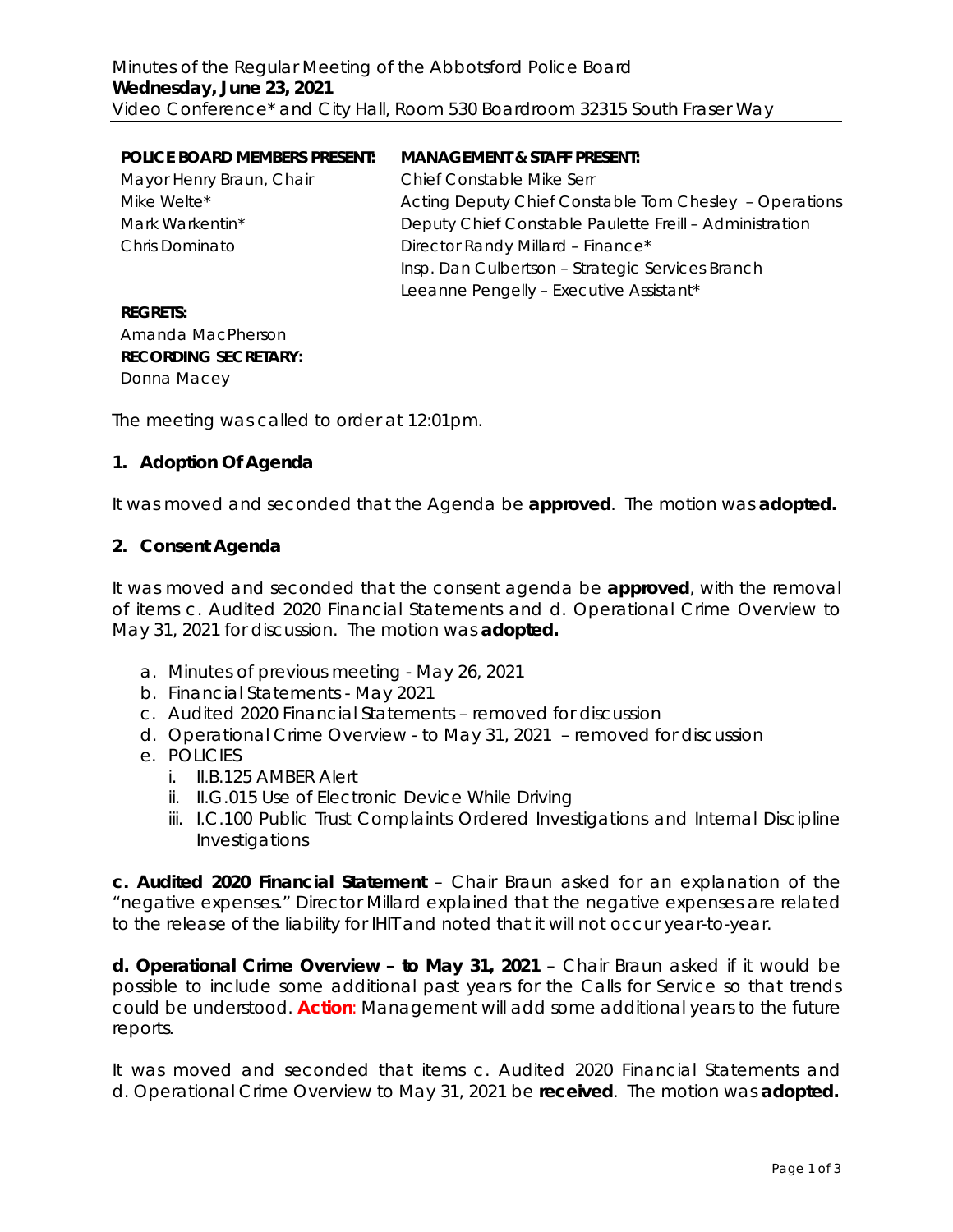Minutes of the Regular Meeting of the Abbotsford Police Board
**Wednesday, June 23, 2021**
Video Conference* and City Hall, Room 530 Boardroom 32315 South Fraser Way

| **POLICE BOARD MEMBERS PRESENT:** | **MANAGEMENT & STAFF PRESENT:** |
|---|---|
| Mayor Henry Braun, Chair | Chief Constable Mike Serr |
| Mike Welte* | Acting Deputy Chief Constable Tom Chesley – Operations |
| Mark Warkentin* | Deputy Chief Constable Paulette Freill – Administration |
| Chris Dominato | Director Randy Millard – Finance* |
| | Insp. Dan Culbertson – Strategic Services Branch |
| | Leeanne Pengelly – Executive Assistant* |

**REGRETS:**
Amanda MacPherson
**RECORDING SECRETARY:**
Donna Macey

The meeting was called to order at 12:01pm.

## 1. Adoption Of Agenda

It was moved and seconded that the Agenda be **approved**. The motion was **adopted.**

## 2. Consent Agenda

It was moved and seconded that the consent agenda be **approved**, with the removal of items c. Audited 2020 Financial Statements and d. Operational Crime Overview to May 31, 2021 for discussion. The motion was **adopted.**

a. Minutes of previous meeting - May 26, 2021
b. Financial Statements - May 2021
c. Audited 2020 Financial Statements – removed for discussion
d. Operational Crime Overview - to May 31, 2021 – removed for discussion
e. POLICIES
   i. II.B.125 AMBER Alert
   ii. II.G.015 Use of Electronic Device While Driving
   iii. I.C.100 Public Trust Complaints Ordered Investigations and Internal Discipline Investigations

**c. Audited 2020 Financial Statement** – Chair Braun asked for an explanation of the "negative expenses." Director Millard explained that the negative expenses are related to the release of the liability for IHIT and noted that it will not occur year-to-year.

**d. Operational Crime Overview – to May 31, 2021** – Chair Braun asked if it would be possible to include some additional past years for the Calls for Service so that trends could be understood. **Action**: Management will add some additional years to the future reports.

It was moved and seconded that items c. Audited 2020 Financial Statements and d. Operational Crime Overview to May 31, 2021 be **received**. The motion was **adopted.**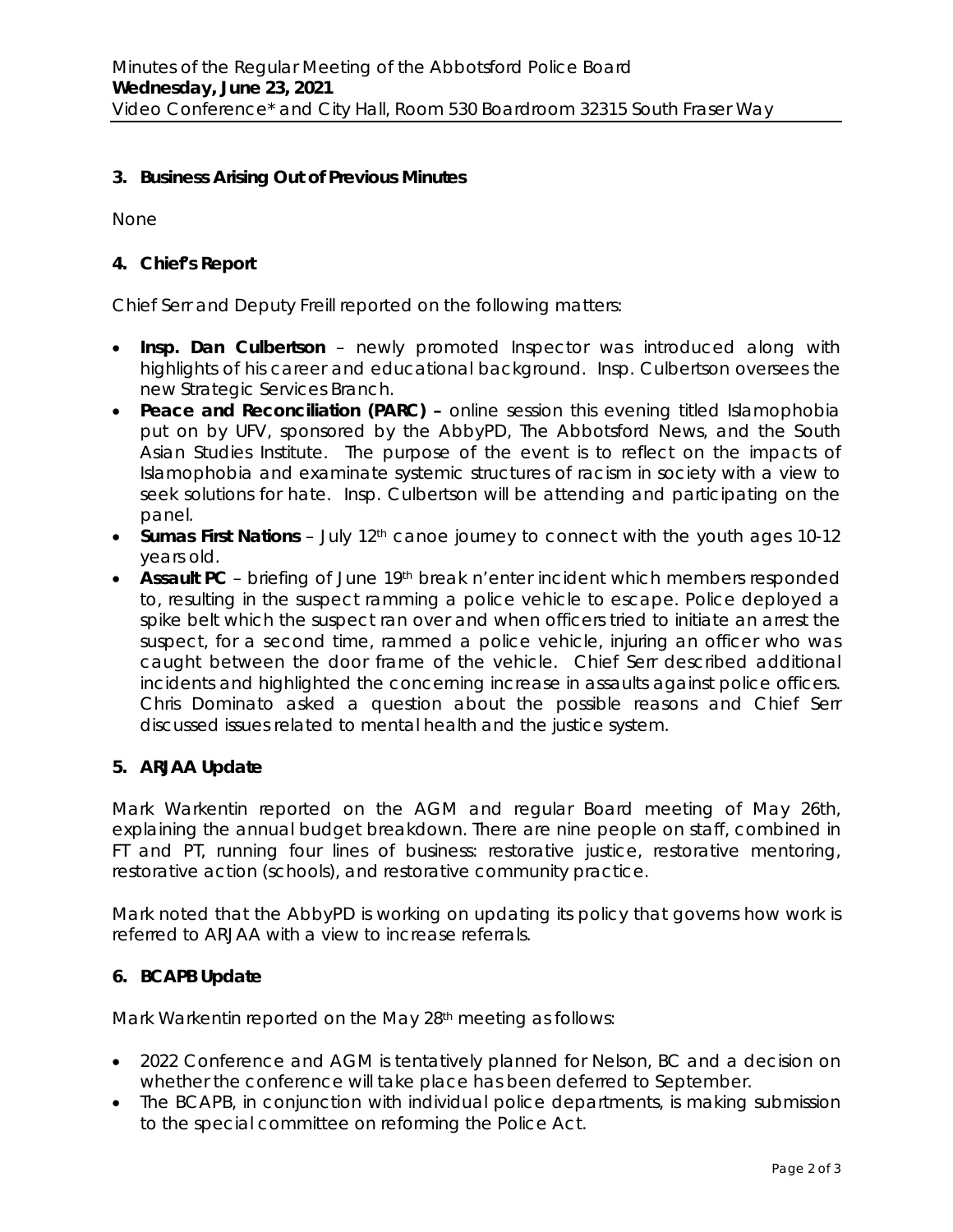## 3. Business Arising Out of Previous Minutes

None

## 4. Chief's Report

Chief Serr and Deputy Freill reported on the following matters:

- **Insp. Dan Culbertson** – newly promoted Inspector was introduced along with highlights of his career and educational background. Insp. Culbertson oversees the new Strategic Services Branch.
- **Peace and Reconciliation (PARC) –** online session this evening titled Islamophobia put on by UFV, sponsored by the AbbyPD, The Abbotsford News, and the South Asian Studies Institute. The purpose of the event is to reflect on the impacts of Islamophobia and examinate systemic structures of racism in society with a view to seek solutions for hate. Insp. Culbertson will be attending and participating on the panel.
- **Sumas First Nations** – July 12th canoe journey to connect with the youth ages 10-12 years old.
- **Assault PC** – briefing of June 19th break n'enter incident which members responded to, resulting in the suspect ramming a police vehicle to escape. Police deployed a spike belt which the suspect ran over and when officers tried to initiate an arrest the suspect, for a second time, rammed a police vehicle, injuring an officer who was caught between the door frame of the vehicle. Chief Serr described additional incidents and highlighted the concerning increase in assaults against police officers. Chris Dominato asked a question about the possible reasons and Chief Serr discussed issues related to mental health and the justice system.

## 5. ARJAA Update

Mark Warkentin reported on the AGM and regular Board meeting of May 26th, explaining the annual budget breakdown. There are nine people on staff, combined in FT and PT, running four lines of business: restorative justice, restorative mentoring, restorative action (schools), and restorative community practice.

Mark noted that the AbbyPD is working on updating its policy that governs how work is referred to ARJAA with a view to increase referrals.

## 6. BCAPB Update

Mark Warkentin reported on the May 28th meeting as follows:

- 2022 Conference and AGM is tentatively planned for Nelson, BC and a decision on whether the conference will take place has been deferred to September.
- The BCAPB, in conjunction with individual police departments, is making submission to the special committee on reforming the Police Act.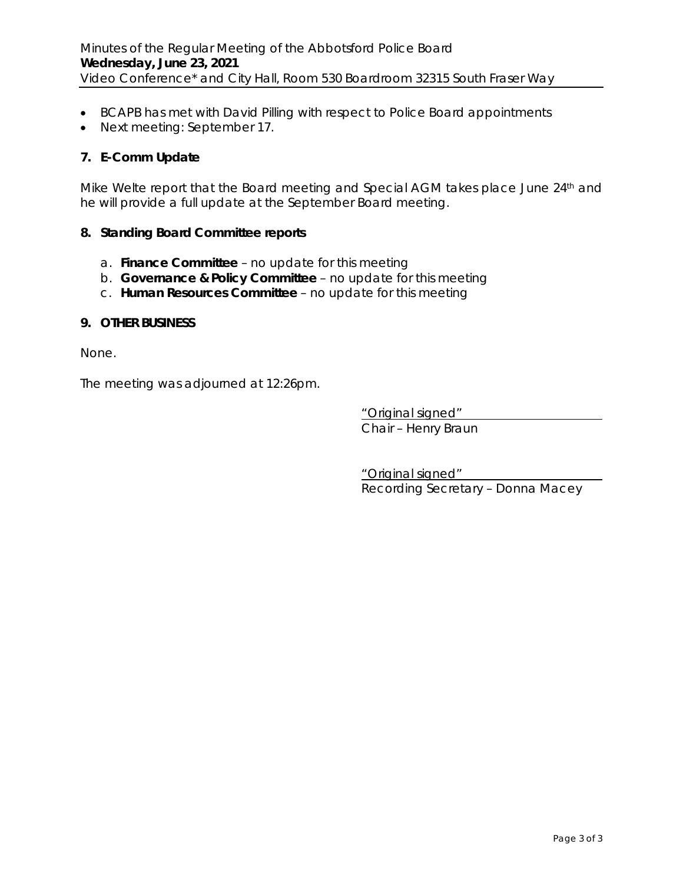- BCAPB has met with David Pilling with respect to Police Board appointments
- Next meeting: September 17.

## 7. E-Comm Update

Mike Welte report that the Board meeting and Special AGM takes place June 24th and he will provide a full update at the September Board meeting.

## 8. Standing Board Committee reports

a. **Finance Committee** – no update for this meeting
b. **Governance & Policy Committee** – no update for this meeting
c. **Human Resources Committee** – no update for this meeting

## 9. OTHER BUSINESS

None.

The meeting was adjourned at 12:26pm.

"Original signed"
Chair – Henry Braun

"Original signed"
Recording Secretary – Donna Macey